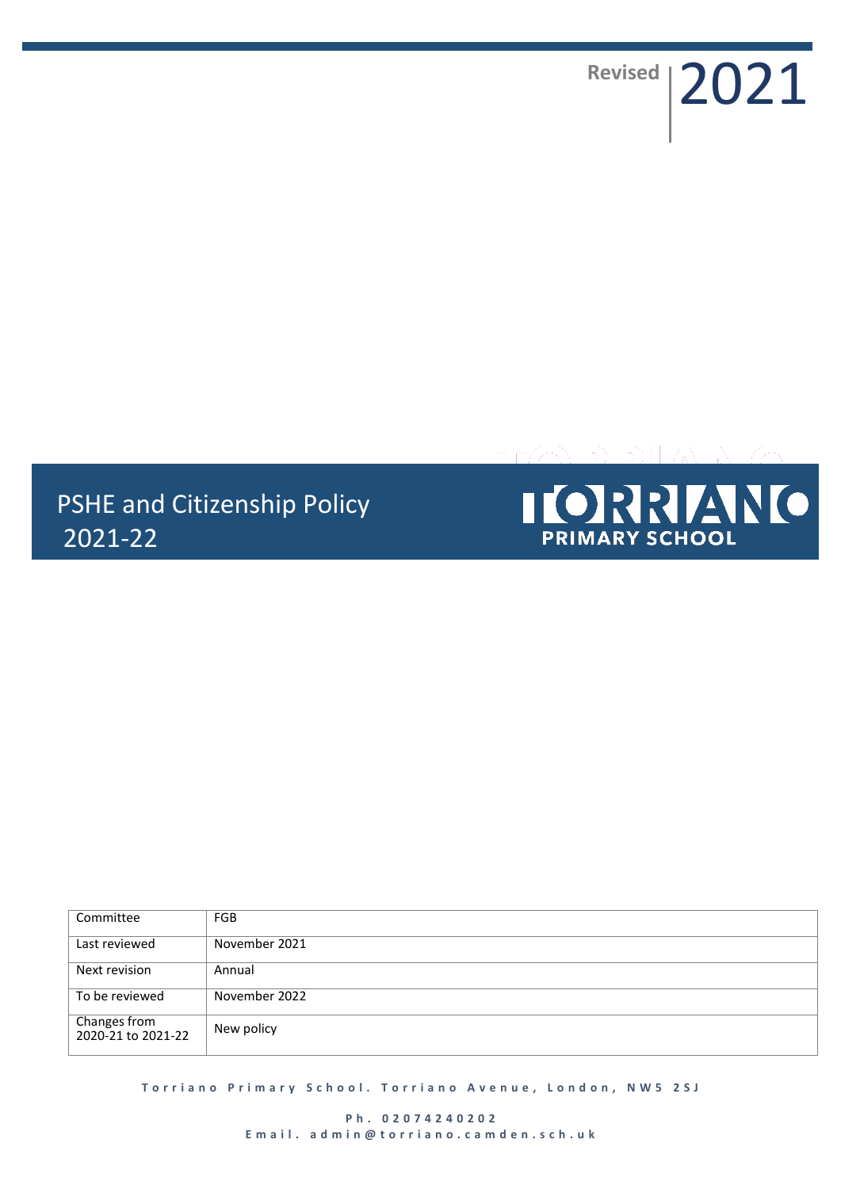Revised 2021

# PSHE and Citizenship Policy 2021-22

TORRIANO PRIMARY SCHOOL

| Committee | FGB |
|---|---|
| Last reviewed | November 2021 |
| Next revision | Annual |
| To be reviewed | November 2022 |
| Changes from 2020-21 to 2021-22 | New policy |

Torriano Primary School. Torriano Avenue, London, NW5 2SJ

Ph. 02074240202
Email. admin@torriano.camden.sch.uk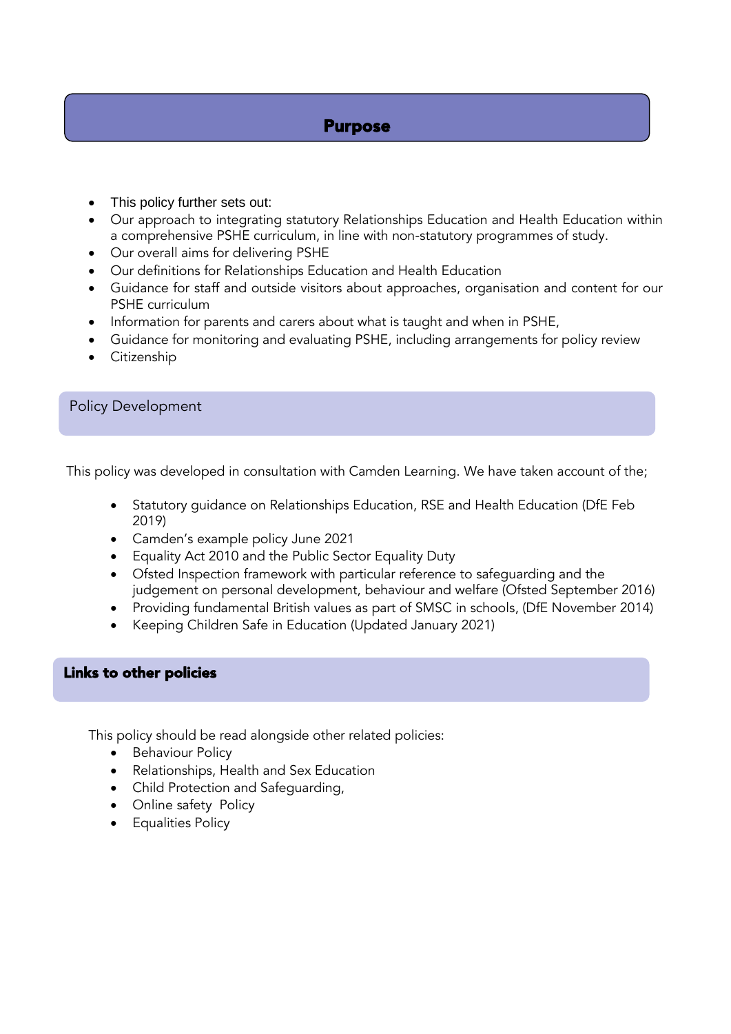## Purpose

- This policy further sets out:
- Our approach to integrating statutory Relationships Education and Health Education within a comprehensive PSHE curriculum, in line with non-statutory programmes of study.
- Our overall aims for delivering PSHE
- Our definitions for Relationships Education and Health Education
- Guidance for staff and outside visitors about approaches, organisation and content for our PSHE curriculum
- Information for parents and carers about what is taught and when in PSHE,
- Guidance for monitoring and evaluating PSHE, including arrangements for policy review
- Citizenship

## Policy Development

This policy was developed in consultation with Camden Learning. We have taken account of the;

- Statutory guidance on Relationships Education, RSE and Health Education (DfE Feb 2019)
- Camden's example policy June 2021
- Equality Act 2010 and the Public Sector Equality Duty
- Ofsted Inspection framework with particular reference to safeguarding and the judgement on personal development, behaviour and welfare (Ofsted September 2016)
- Providing fundamental British values as part of SMSC in schools, (DfE November 2014)
- Keeping Children Safe in Education (Updated January 2021)

## Links to other policies

This policy should be read alongside other related policies:

- Behaviour Policy
- Relationships, Health and Sex Education
- Child Protection and Safeguarding,
- Online safety Policy
- Equalities Policy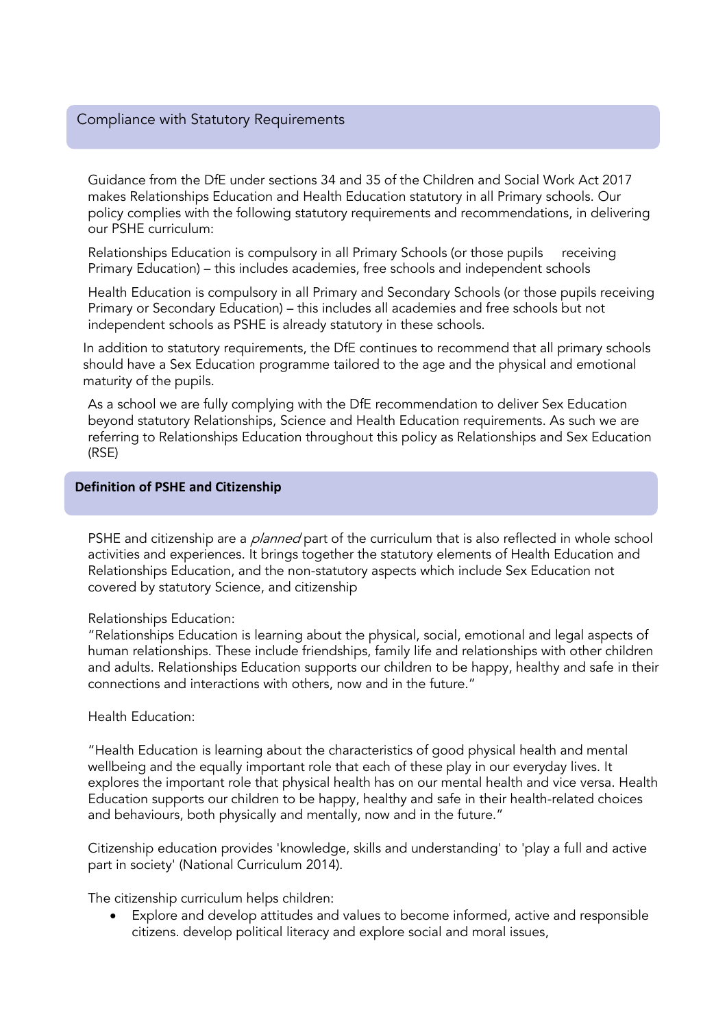## Compliance with Statutory Requirements

Guidance from the DfE under sections 34 and 35 of the Children and Social Work Act 2017 makes Relationships Education and Health Education statutory in all Primary schools. Our policy complies with the following statutory requirements and recommendations, in delivering our PSHE curriculum:

Relationships Education is compulsory in all Primary Schools (or those pupils receiving Primary Education) – this includes academies, free schools and independent schools

Health Education is compulsory in all Primary and Secondary Schools (or those pupils receiving Primary or Secondary Education) – this includes all academies and free schools but not independent schools as PSHE is already statutory in these schools.

In addition to statutory requirements, the DfE continues to recommend that all primary schools should have a Sex Education programme tailored to the age and the physical and emotional maturity of the pupils.

As a school we are fully complying with the DfE recommendation to deliver Sex Education beyond statutory Relationships, Science and Health Education requirements. As such we are referring to Relationships Education throughout this policy as Relationships and Sex Education (RSE)

## Definition of PSHE and Citizenship

PSHE and citizenship are a *planned* part of the curriculum that is also reflected in whole school activities and experiences. It brings together the statutory elements of Health Education and Relationships Education, and the non-statutory aspects which include Sex Education not covered by statutory Science, and citizenship

Relationships Education:
"Relationships Education is learning about the physical, social, emotional and legal aspects of human relationships. These include friendships, family life and relationships with other children and adults. Relationships Education supports our children to be happy, healthy and safe in their connections and interactions with others, now and in the future."

Health Education:

"Health Education is learning about the characteristics of good physical health and mental wellbeing and the equally important role that each of these play in our everyday lives. It explores the important role that physical health has on our mental health and vice versa. Health Education supports our children to be happy, healthy and safe in their health-related choices and behaviours, both physically and mentally, now and in the future."

Citizenship education provides 'knowledge, skills and understanding' to 'play a full and active part in society' (National Curriculum 2014).

The citizenship curriculum helps children:

- Explore and develop attitudes and values to become informed, active and responsible citizens. develop political literacy and explore social and moral issues,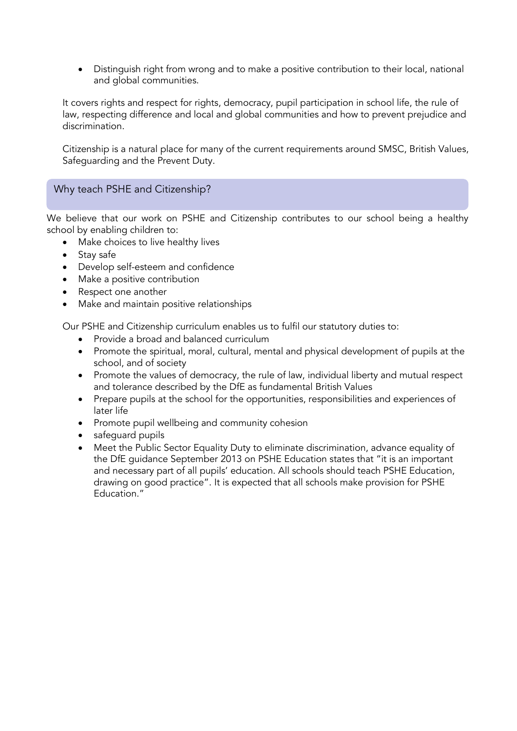- Distinguish right from wrong and to make a positive contribution to their local, national and global communities.

It covers rights and respect for rights, democracy, pupil participation in school life, the rule of law, respecting difference and local and global communities and how to prevent prejudice and discrimination.

Citizenship is a natural place for many of the current requirements around SMSC, British Values, Safeguarding and the Prevent Duty.

## Why teach PSHE and Citizenship?

We believe that our work on PSHE and Citizenship contributes to our school being a healthy school by enabling children to:

- Make choices to live healthy lives
- Stay safe
- Develop self-esteem and confidence
- Make a positive contribution
- Respect one another
- Make and maintain positive relationships

Our PSHE and Citizenship curriculum enables us to fulfil our statutory duties to:

- Provide a broad and balanced curriculum
- Promote the spiritual, moral, cultural, mental and physical development of pupils at the school, and of society
- Promote the values of democracy, the rule of law, individual liberty and mutual respect and tolerance described by the DfE as fundamental British Values
- Prepare pupils at the school for the opportunities, responsibilities and experiences of later life
- Promote pupil wellbeing and community cohesion
- safeguard pupils
- Meet the Public Sector Equality Duty to eliminate discrimination, advance equality of the DfE guidance September 2013 on PSHE Education states that "it is an important and necessary part of all pupils' education. All schools should teach PSHE Education, drawing on good practice". It is expected that all schools make provision for PSHE Education."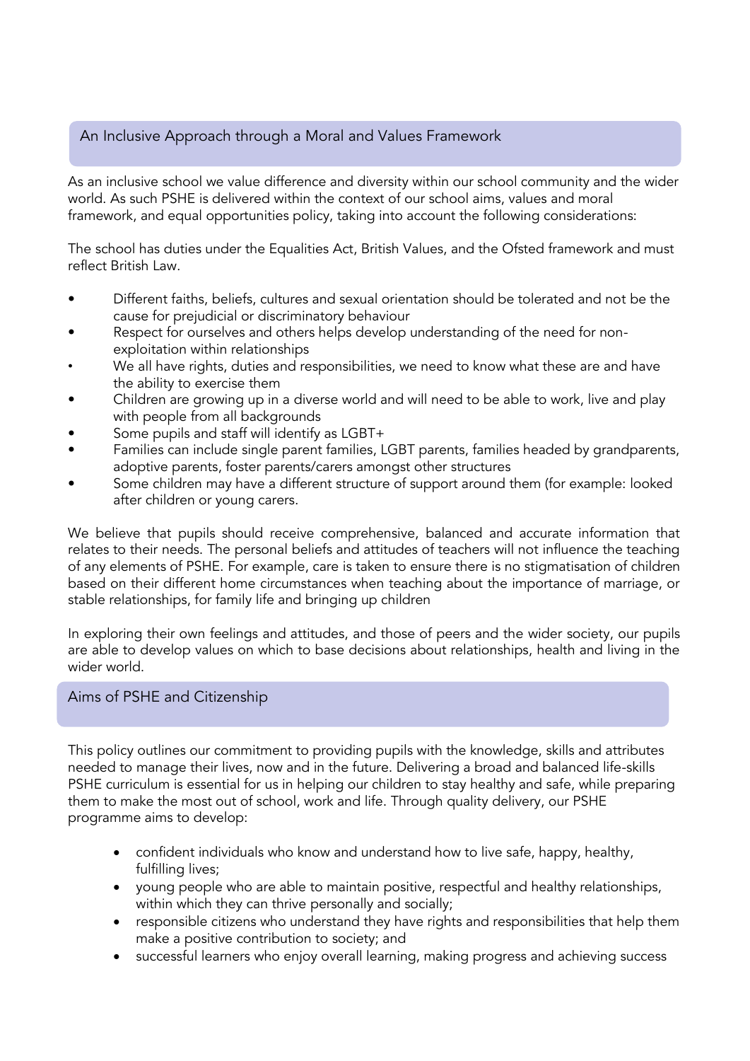## An Inclusive Approach through a Moral and Values Framework

As an inclusive school we value difference and diversity within our school community and the wider world. As such PSHE is delivered within the context of our school aims, values and moral framework, and equal opportunities policy, taking into account the following considerations:

The school has duties under the Equalities Act, British Values, and the Ofsted framework and must reflect British Law.

- Different faiths, beliefs, cultures and sexual orientation should be tolerated and not be the cause for prejudicial or discriminatory behaviour
- Respect for ourselves and others helps develop understanding of the need for non-exploitation within relationships
- We all have rights, duties and responsibilities, we need to know what these are and have the ability to exercise them
- Children are growing up in a diverse world and will need to be able to work, live and play with people from all backgrounds
- Some pupils and staff will identify as LGBT+
- Families can include single parent families, LGBT parents, families headed by grandparents, adoptive parents, foster parents/carers amongst other structures
- Some children may have a different structure of support around them (for example: looked after children or young carers.

We believe that pupils should receive comprehensive, balanced and accurate information that relates to their needs. The personal beliefs and attitudes of teachers will not influence the teaching of any elements of PSHE. For example, care is taken to ensure there is no stigmatisation of children based on their different home circumstances when teaching about the importance of marriage, or stable relationships, for family life and bringing up children

In exploring their own feelings and attitudes, and those of peers and the wider society, our pupils are able to develop values on which to base decisions about relationships, health and living in the wider world.

## Aims of PSHE and Citizenship

This policy outlines our commitment to providing pupils with the knowledge, skills and attributes needed to manage their lives, now and in the future. Delivering a broad and balanced life-skills PSHE curriculum is essential for us in helping our children to stay healthy and safe, while preparing them to make the most out of school, work and life. Through quality delivery, our PSHE programme aims to develop:

- confident individuals who know and understand how to live safe, happy, healthy, fulfilling lives;
- young people who are able to maintain positive, respectful and healthy relationships, within which they can thrive personally and socially;
- responsible citizens who understand they have rights and responsibilities that help them make a positive contribution to society; and
- successful learners who enjoy overall learning, making progress and achieving success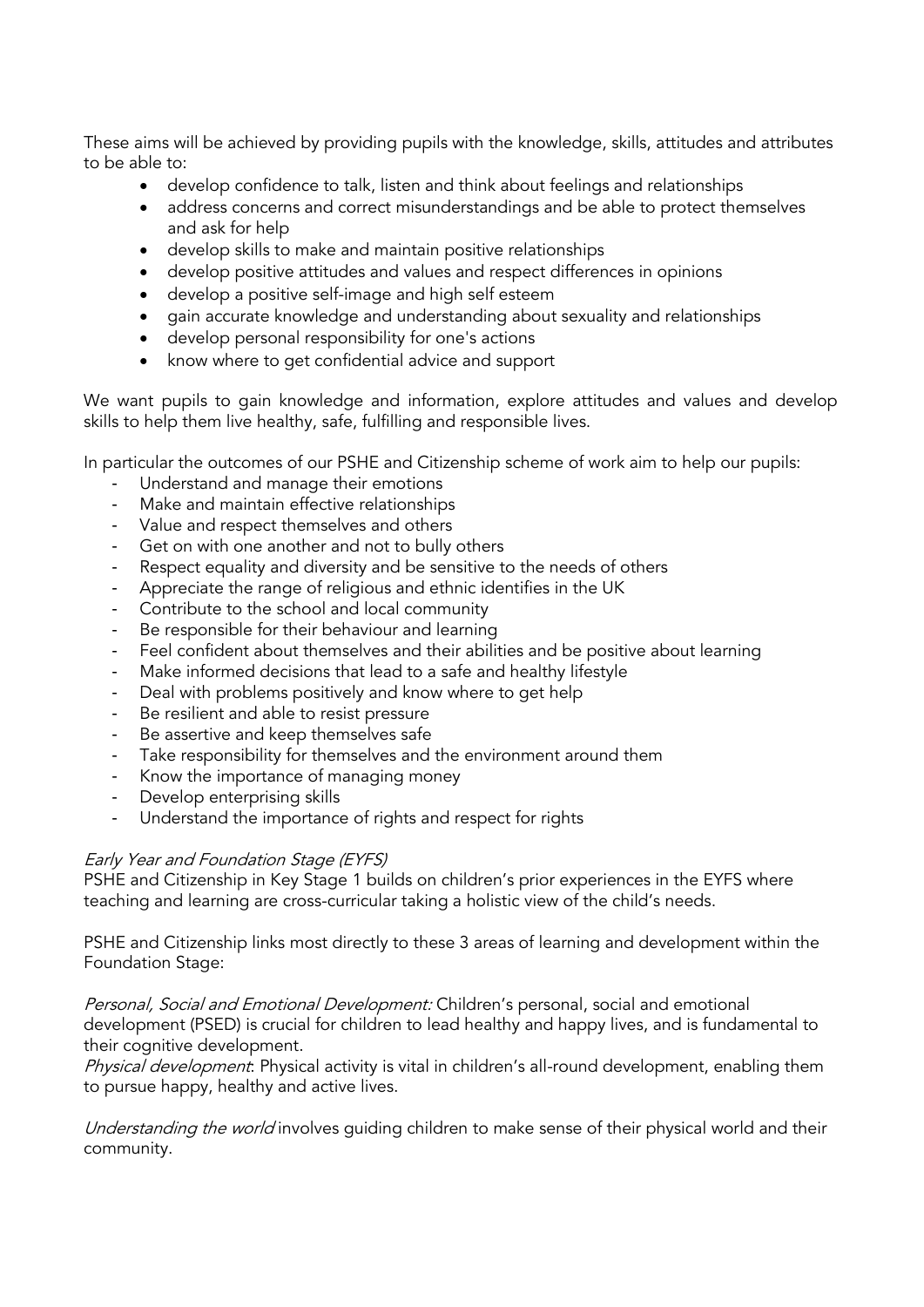These aims will be achieved by providing pupils with the knowledge, skills, attitudes and attributes to be able to:

- develop confidence to talk, listen and think about feelings and relationships
- address concerns and correct misunderstandings and be able to protect themselves and ask for help
- develop skills to make and maintain positive relationships
- develop positive attitudes and values and respect differences in opinions
- develop a positive self-image and high self esteem
- gain accurate knowledge and understanding about sexuality and relationships
- develop personal responsibility for one's actions
- know where to get confidential advice and support

We want pupils to gain knowledge and information, explore attitudes and values and develop skills to help them live healthy, safe, fulfilling and responsible lives.

In particular the outcomes of our PSHE and Citizenship scheme of work aim to help our pupils:

- Understand and manage their emotions
- Make and maintain effective relationships
- Value and respect themselves and others
- Get on with one another and not to bully others
- Respect equality and diversity and be sensitive to the needs of others
- Appreciate the range of religious and ethnic identifies in the UK
- Contribute to the school and local community
- Be responsible for their behaviour and learning
- Feel confident about themselves and their abilities and be positive about learning
- Make informed decisions that lead to a safe and healthy lifestyle
- Deal with problems positively and know where to get help
- Be resilient and able to resist pressure
- Be assertive and keep themselves safe
- Take responsibility for themselves and the environment around them
- Know the importance of managing money
- Develop enterprising skills
- Understand the importance of rights and respect for rights

*Early Year and Foundation Stage (EYFS)*

PSHE and Citizenship in Key Stage 1 builds on children's prior experiences in the EYFS where teaching and learning are cross-curricular taking a holistic view of the child's needs.

PSHE and Citizenship links most directly to these 3 areas of learning and development within the Foundation Stage:

*Personal, Social and Emotional Development:* Children's personal, social and emotional development (PSED) is crucial for children to lead healthy and happy lives, and is fundamental to their cognitive development.
*Physical development*: Physical activity is vital in children's all-round development, enabling them to pursue happy, healthy and active lives.

*Understanding the world* involves guiding children to make sense of their physical world and their community.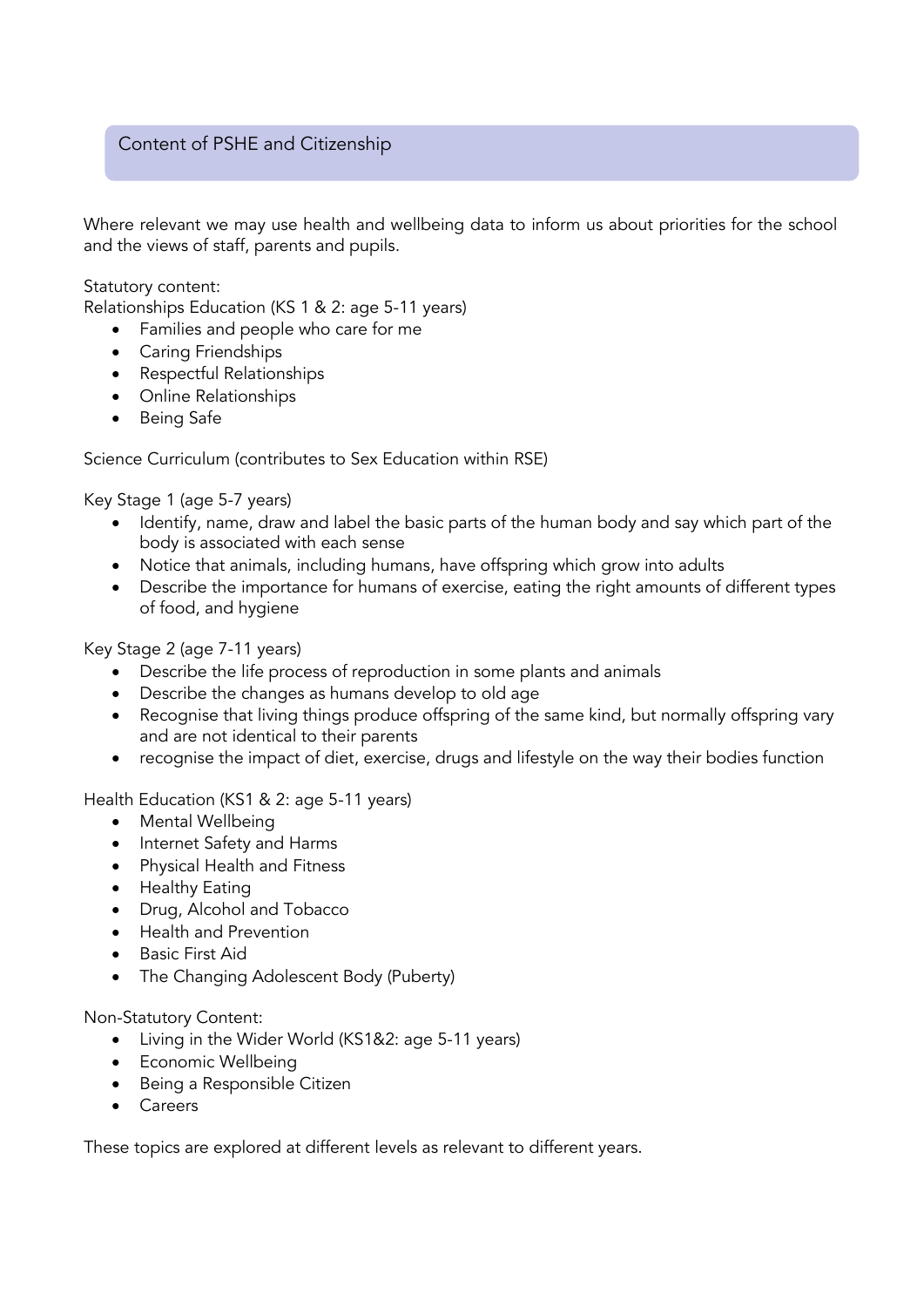## Content of PSHE and Citizenship

Where relevant we may use health and wellbeing data to inform us about priorities for the school and the views of staff, parents and pupils.

Statutory content:
Relationships Education (KS 1 & 2: age 5-11 years)

- Families and people who care for me
- Caring Friendships
- Respectful Relationships
- Online Relationships
- Being Safe

Science Curriculum (contributes to Sex Education within RSE)

Key Stage 1 (age 5-7 years)

- Identify, name, draw and label the basic parts of the human body and say which part of the body is associated with each sense
- Notice that animals, including humans, have offspring which grow into adults
- Describe the importance for humans of exercise, eating the right amounts of different types of food, and hygiene

Key Stage 2 (age 7-11 years)

- Describe the life process of reproduction in some plants and animals
- Describe the changes as humans develop to old age
- Recognise that living things produce offspring of the same kind, but normally offspring vary and are not identical to their parents
- recognise the impact of diet, exercise, drugs and lifestyle on the way their bodies function

Health Education (KS1 & 2: age 5-11 years)

- Mental Wellbeing
- Internet Safety and Harms
- Physical Health and Fitness
- Healthy Eating
- Drug, Alcohol and Tobacco
- Health and Prevention
- Basic First Aid
- The Changing Adolescent Body (Puberty)

Non-Statutory Content:

- Living in the Wider World (KS1&2: age 5-11 years)
- Economic Wellbeing
- Being a Responsible Citizen
- Careers

These topics are explored at different levels as relevant to different years.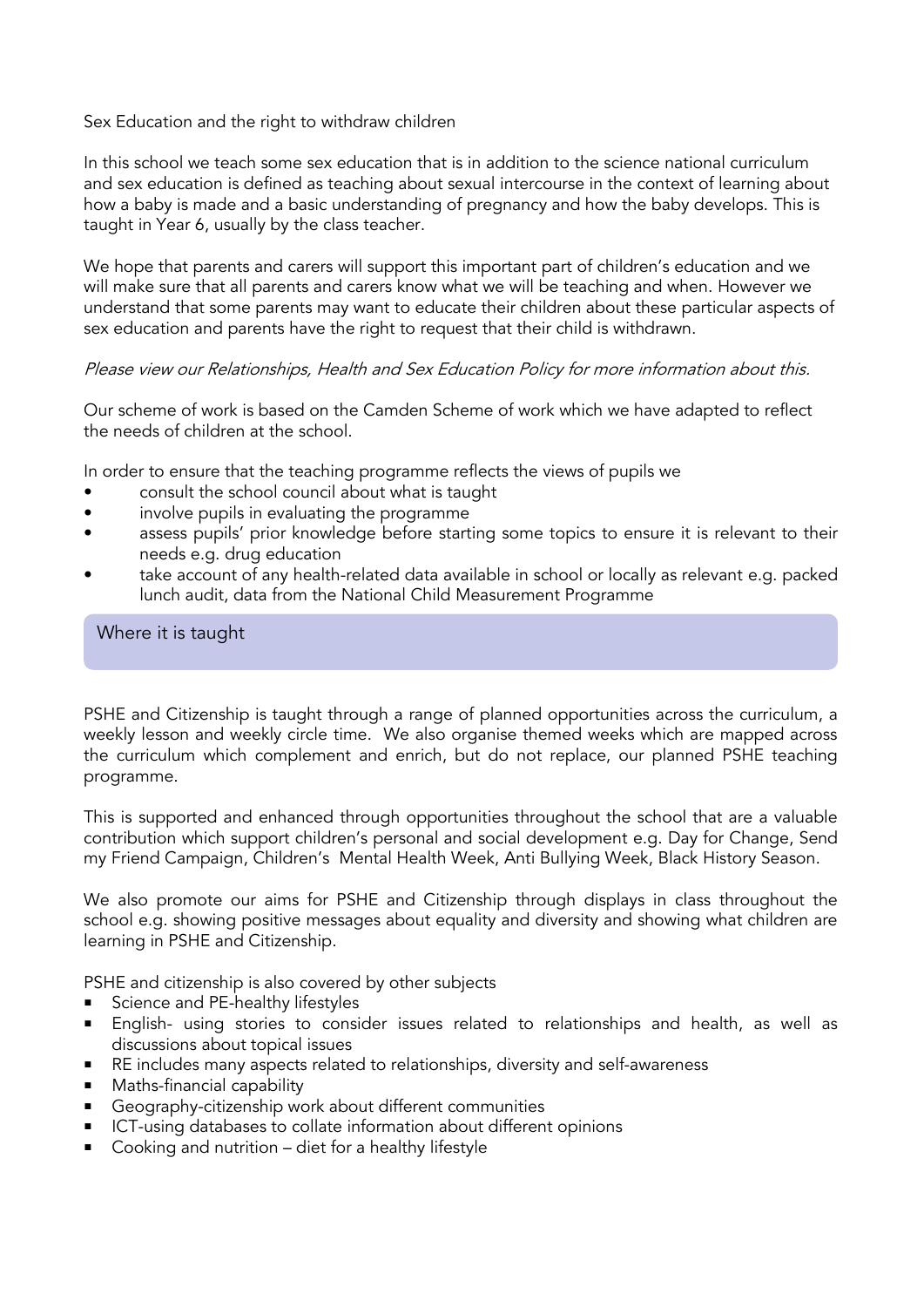Sex Education and the right to withdraw children

In this school we teach some sex education that is in addition to the science national curriculum and sex education is defined as teaching about sexual intercourse in the context of learning about how a baby is made and a basic understanding of pregnancy and how the baby develops. This is taught in Year 6, usually by the class teacher.

We hope that parents and carers will support this important part of children's education and we will make sure that all parents and carers know what we will be teaching and when. However we understand that some parents may want to educate their children about these particular aspects of sex education and parents have the right to request that their child is withdrawn.

*Please view our Relationships, Health and Sex Education Policy for more information about this.*

Our scheme of work is based on the Camden Scheme of work which we have adapted to reflect the needs of children at the school.

In order to ensure that the teaching programme reflects the views of pupils we

- consult the school council about what is taught
- involve pupils in evaluating the programme
- assess pupils' prior knowledge before starting some topics to ensure it is relevant to their needs e.g. drug education
- take account of any health-related data available in school or locally as relevant e.g. packed lunch audit, data from the National Child Measurement Programme

## Where it is taught

PSHE and Citizenship is taught through a range of planned opportunities across the curriculum, a weekly lesson and weekly circle time. We also organise themed weeks which are mapped across the curriculum which complement and enrich, but do not replace, our planned PSHE teaching programme.

This is supported and enhanced through opportunities throughout the school that are a valuable contribution which support children's personal and social development e.g. Day for Change, Send my Friend Campaign, Children's Mental Health Week, Anti Bullying Week, Black History Season.

We also promote our aims for PSHE and Citizenship through displays in class throughout the school e.g. showing positive messages about equality and diversity and showing what children are learning in PSHE and Citizenship.

PSHE and citizenship is also covered by other subjects

- Science and PE-healthy lifestyles
- English- using stories to consider issues related to relationships and health, as well as discussions about topical issues
- RE includes many aspects related to relationships, diversity and self-awareness
- Maths-financial capability
- Geography-citizenship work about different communities
- ICT-using databases to collate information about different opinions
- Cooking and nutrition – diet for a healthy lifestyle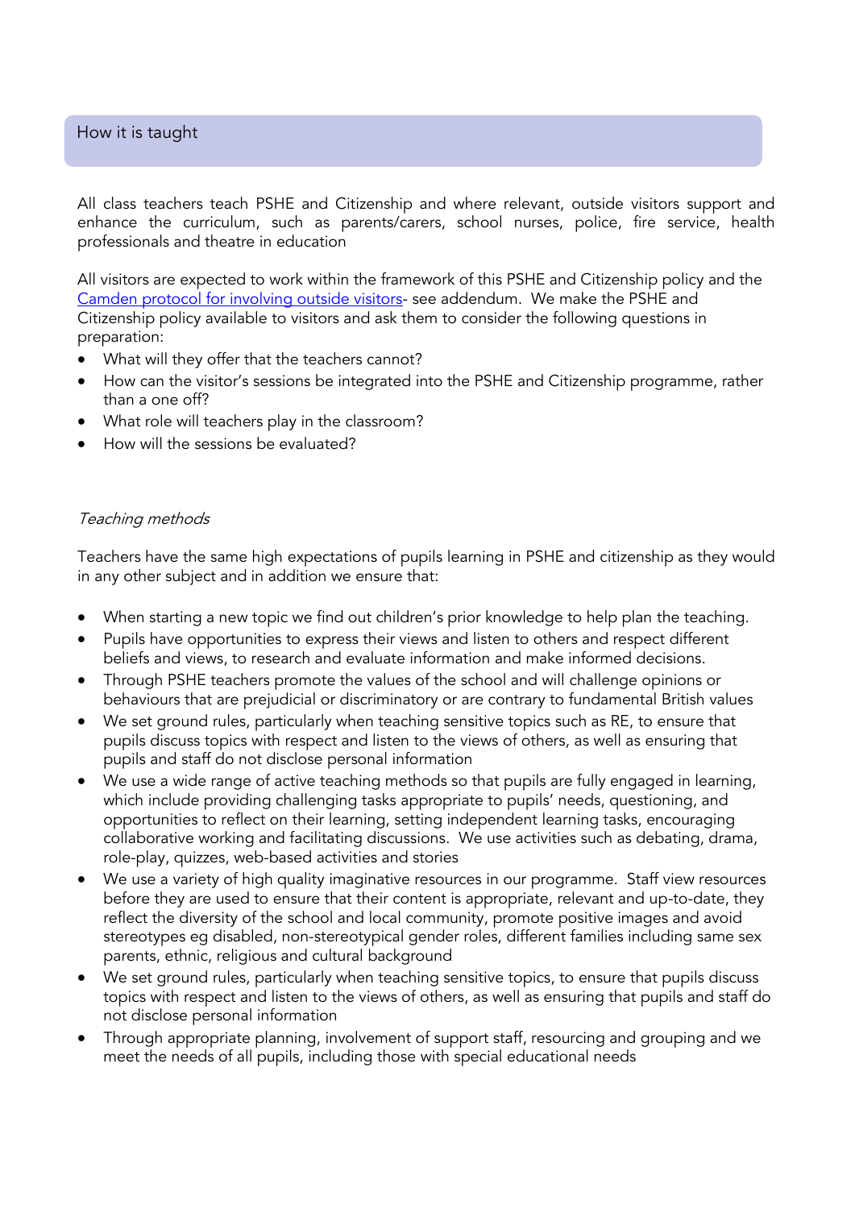## How it is taught

All class teachers teach PSHE and Citizenship and where relevant, outside visitors support and enhance the curriculum, such as parents/carers, school nurses, police, fire service, health professionals and theatre in education

All visitors are expected to work within the framework of this PSHE and Citizenship policy and the [Camden protocol for involving outside visitors](#)- see addendum. We make the PSHE and Citizenship policy available to visitors and ask them to consider the following questions in preparation:

- What will they offer that the teachers cannot?
- How can the visitor's sessions be integrated into the PSHE and Citizenship programme, rather than a one off?
- What role will teachers play in the classroom?
- How will the sessions be evaluated?

### *Teaching methods*

Teachers have the same high expectations of pupils learning in PSHE and citizenship as they would in any other subject and in addition we ensure that:

- When starting a new topic we find out children's prior knowledge to help plan the teaching.
- Pupils have opportunities to express their views and listen to others and respect different beliefs and views, to research and evaluate information and make informed decisions.
- Through PSHE teachers promote the values of the school and will challenge opinions or behaviours that are prejudicial or discriminatory or are contrary to fundamental British values
- We set ground rules, particularly when teaching sensitive topics such as RE, to ensure that pupils discuss topics with respect and listen to the views of others, as well as ensuring that pupils and staff do not disclose personal information
- We use a wide range of active teaching methods so that pupils are fully engaged in learning, which include providing challenging tasks appropriate to pupils' needs, questioning, and opportunities to reflect on their learning, setting independent learning tasks, encouraging collaborative working and facilitating discussions. We use activities such as debating, drama, role-play, quizzes, web-based activities and stories
- We use a variety of high quality imaginative resources in our programme. Staff view resources before they are used to ensure that their content is appropriate, relevant and up-to-date, they reflect the diversity of the school and local community, promote positive images and avoid stereotypes eg disabled, non-stereotypical gender roles, different families including same sex parents, ethnic, religious and cultural background
- We set ground rules, particularly when teaching sensitive topics, to ensure that pupils discuss topics with respect and listen to the views of others, as well as ensuring that pupils and staff do not disclose personal information
- Through appropriate planning, involvement of support staff, resourcing and grouping and we meet the needs of all pupils, including those with special educational needs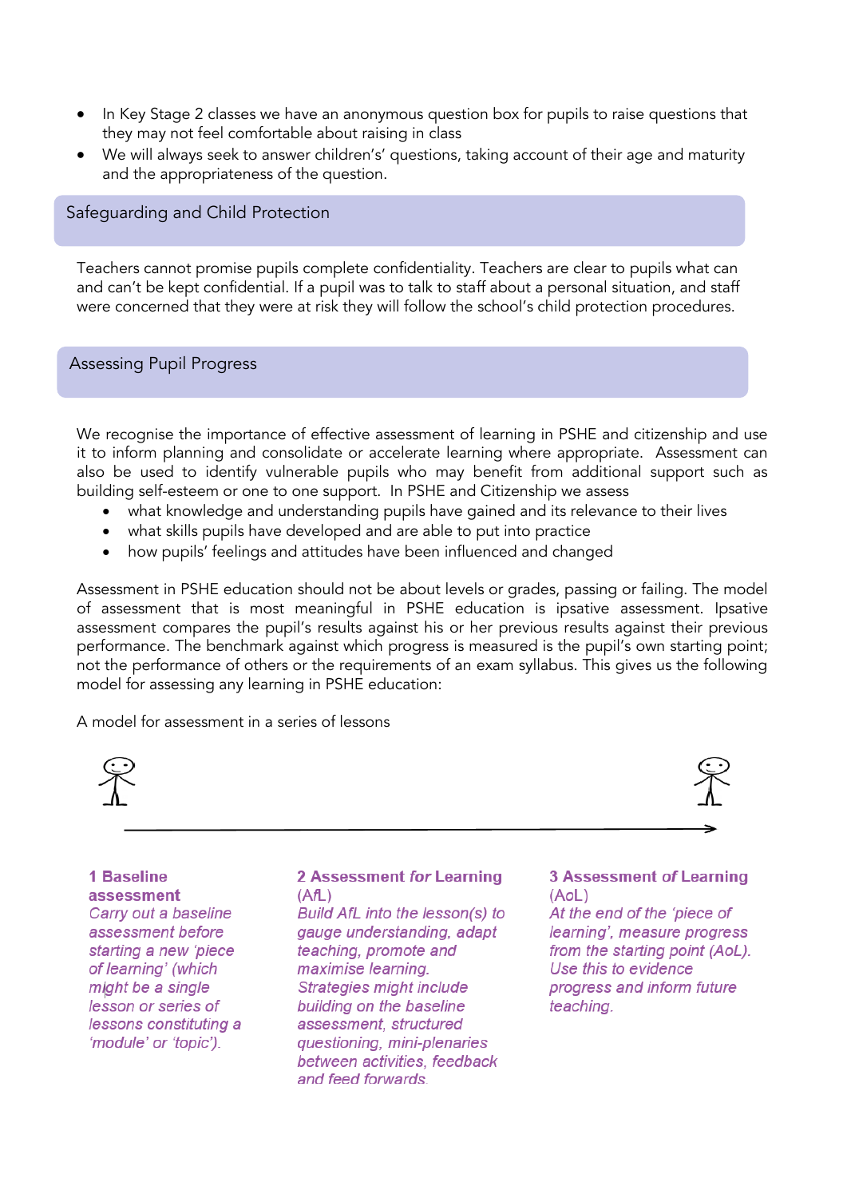- In Key Stage 2 classes we have an anonymous question box for pupils to raise questions that they may not feel comfortable about raising in class
- We will always seek to answer children's' questions, taking account of their age and maturity and the appropriateness of the question.

## Safeguarding and Child Protection

Teachers cannot promise pupils complete confidentiality. Teachers are clear to pupils what can and can't be kept confidential. If a pupil was to talk to staff about a personal situation, and staff were concerned that they were at risk they will follow the school's child protection procedures.

## Assessing Pupil Progress

We recognise the importance of effective assessment of learning in PSHE and citizenship and use it to inform planning and consolidate or accelerate learning where appropriate. Assessment can also be used to identify vulnerable pupils who may benefit from additional support such as building self-esteem or one to one support. In PSHE and Citizenship we assess

- what knowledge and understanding pupils have gained and its relevance to their lives
- what skills pupils have developed and are able to put into practice
- how pupils' feelings and attitudes have been influenced and changed

Assessment in PSHE education should not be about levels or grades, passing or failing. The model of assessment that is most meaningful in PSHE education is ipsative assessment. Ipsative assessment compares the pupil's results against his or her previous results against their previous performance. The benchmark against which progress is measured is the pupil's own starting point; not the performance of others or the requirements of an exam syllabus. This gives us the following model for assessing any learning in PSHE education:

A model for assessment in a series of lessons

**1 Baseline assessment**
*Carry out a baseline assessment before starting a new 'piece of learning' (which might be a single lesson or series of lessons constituting a 'module' or 'topic').*

**2 Assessment *for* Learning** (AfL)
*Build AfL into the lesson(s) to gauge understanding, adapt teaching, promote and maximise learning. Strategies might include building on the baseline assessment, structured questioning, mini-plenaries between activities, feedback and feed forwards.*

**3 Assessment *of* Learning** (AoL)
*At the end of the 'piece of learning', measure progress from the starting point (AoL). Use this to evidence progress and inform future teaching.*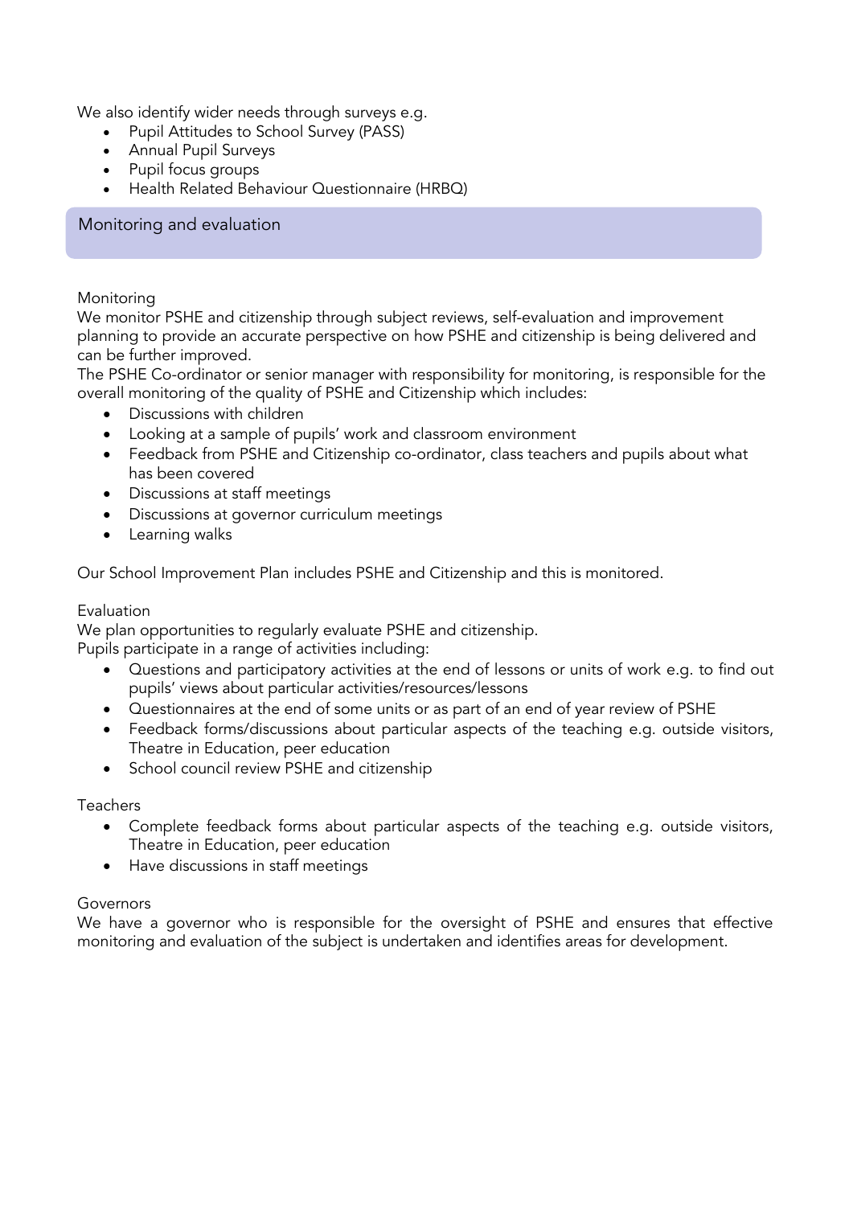We also identify wider needs through surveys e.g.

- Pupil Attitudes to School Survey (PASS)
- Annual Pupil Surveys
- Pupil focus groups
- Health Related Behaviour Questionnaire (HRBQ)

## Monitoring and evaluation

### Monitoring

We monitor PSHE and citizenship through subject reviews, self-evaluation and improvement planning to provide an accurate perspective on how PSHE and citizenship is being delivered and can be further improved.

The PSHE Co-ordinator or senior manager with responsibility for monitoring, is responsible for the overall monitoring of the quality of PSHE and Citizenship which includes:

- Discussions with children
- Looking at a sample of pupils' work and classroom environment
- Feedback from PSHE and Citizenship co-ordinator, class teachers and pupils about what has been covered
- Discussions at staff meetings
- Discussions at governor curriculum meetings
- Learning walks

Our School Improvement Plan includes PSHE and Citizenship and this is monitored.

### Evaluation

We plan opportunities to regularly evaluate PSHE and citizenship.

Pupils participate in a range of activities including:

- Questions and participatory activities at the end of lessons or units of work e.g. to find out pupils' views about particular activities/resources/lessons
- Questionnaires at the end of some units or as part of an end of year review of PSHE
- Feedback forms/discussions about particular aspects of the teaching e.g. outside visitors, Theatre in Education, peer education
- School council review PSHE and citizenship

### Teachers

- Complete feedback forms about particular aspects of the teaching e.g. outside visitors, Theatre in Education, peer education
- Have discussions in staff meetings

### Governors

We have a governor who is responsible for the oversight of PSHE and ensures that effective monitoring and evaluation of the subject is undertaken and identifies areas for development.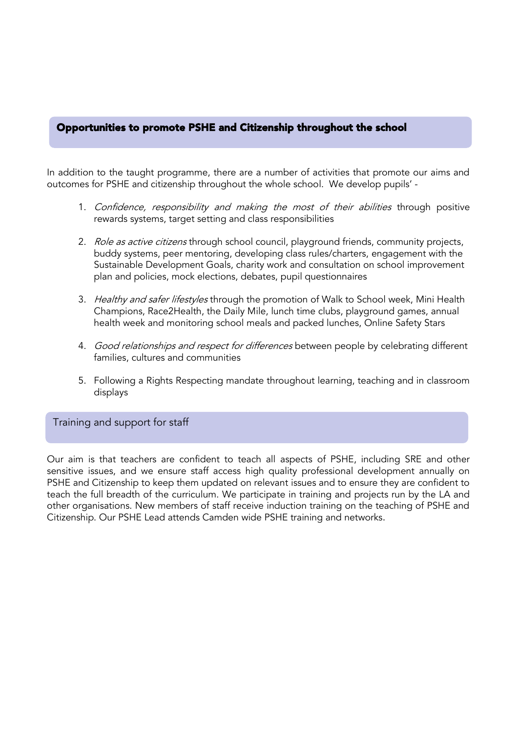## Opportunities to promote PSHE and Citizenship throughout the school

In addition to the taught programme, there are a number of activities that promote our aims and outcomes for PSHE and citizenship throughout the whole school. We develop pupils' -

1. *Confidence, responsibility and making the most of their abilities* through positive rewards systems, target setting and class responsibilities

2. *Role as active citizens* through school council, playground friends, community projects, buddy systems, peer mentoring, developing class rules/charters, engagement with the Sustainable Development Goals, charity work and consultation on school improvement plan and policies, mock elections, debates, pupil questionnaires

3. *Healthy and safer lifestyles* through the promotion of Walk to School week, Mini Health Champions, Race2Health, the Daily Mile, lunch time clubs, playground games, annual health week and monitoring school meals and packed lunches, Online Safety Stars

4. *Good relationships and respect for differences* between people by celebrating different families, cultures and communities

5. Following a Rights Respecting mandate throughout learning, teaching and in classroom displays

## Training and support for staff

Our aim is that teachers are confident to teach all aspects of PSHE, including SRE and other sensitive issues, and we ensure staff access high quality professional development annually on PSHE and Citizenship to keep them updated on relevant issues and to ensure they are confident to teach the full breadth of the curriculum. We participate in training and projects run by the LA and other organisations. New members of staff receive induction training on the teaching of PSHE and Citizenship. Our PSHE Lead attends Camden wide PSHE training and networks.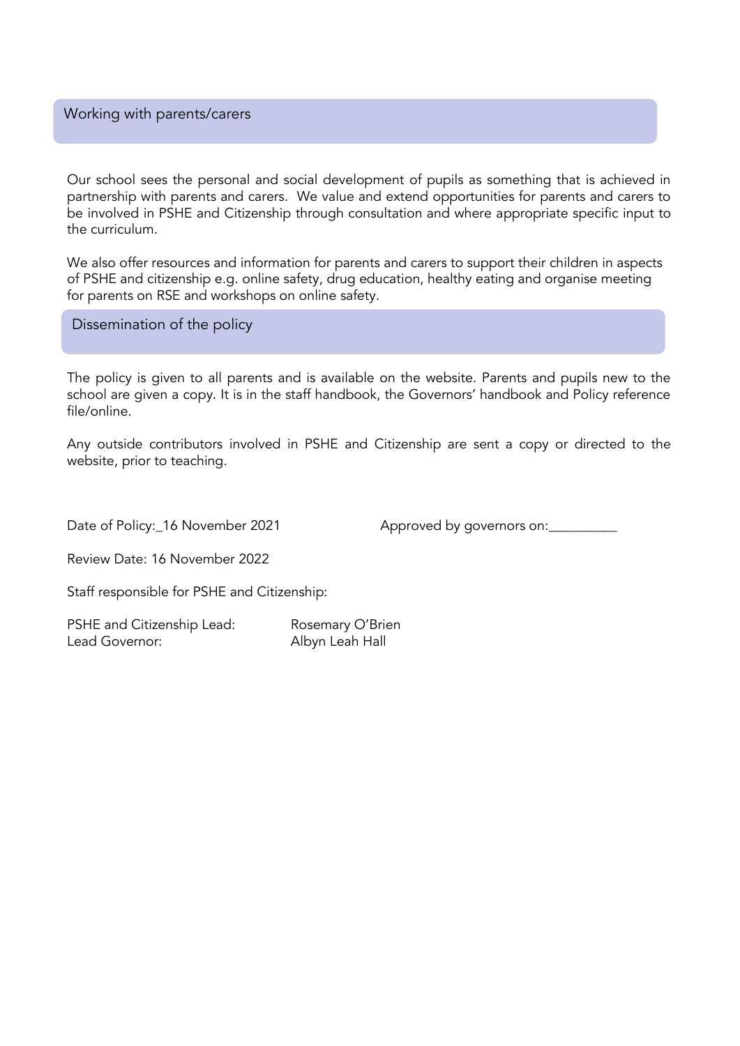## Working with parents/carers

Our school sees the personal and social development of pupils as something that is achieved in partnership with parents and carers. We value and extend opportunities for parents and carers to be involved in PSHE and Citizenship through consultation and where appropriate specific input to the curriculum.

We also offer resources and information for parents and carers to support their children in aspects of PSHE and citizenship e.g. online safety, drug education, healthy eating and organise meeting for parents on RSE and workshops on online safety.

## Dissemination of the policy

The policy is given to all parents and is available on the website. Parents and pupils new to the school are given a copy. It is in the staff handbook, the Governors' handbook and Policy reference file/online.

Any outside contributors involved in PSHE and Citizenship are sent a copy or directed to the website, prior to teaching.

Date of Policy:_16 November 2021 Approved by governors on:__________

Review Date: 16 November 2022

Staff responsible for PSHE and Citizenship:

PSHE and Citizenship Lead: Rosemary O'Brien
Lead Governor: Albyn Leah Hall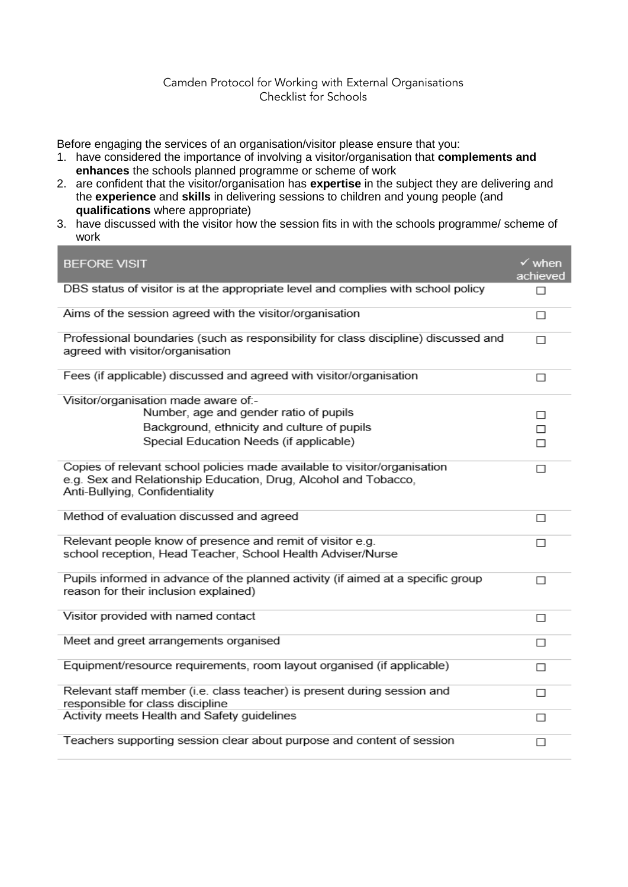# Camden Protocol for Working with External Organisations
## Checklist for Schools

Before engaging the services of an organisation/visitor please ensure that you:

1. have considered the importance of involving a visitor/organisation that **complements and enhances** the schools planned programme or scheme of work
2. are confident that the visitor/organisation has **expertise** in the subject they are delivering and the **experience** and **skills** in delivering sessions to children and young people (and **qualifications** where appropriate)
3. have discussed with the visitor how the session fits in with the schools programme/ scheme of work

| BEFORE VISIT | ✓ when achieved |
|---|---|
| DBS status of visitor is at the appropriate level and complies with school policy | ☐ |
| Aims of the session agreed with the visitor/organisation | ☐ |
| Professional boundaries (such as responsibility for class discipline) discussed and agreed with visitor/organisation | ☐ |
| Fees (if applicable) discussed and agreed with visitor/organisation | ☐ |
| Visitor/organisation made aware of:- | |
| Number, age and gender ratio of pupils | ☐ |
| Background, ethnicity and culture of pupils | ☐ |
| Special Education Needs (if applicable) | ☐ |
| Copies of relevant school policies made available to visitor/organisation e.g. Sex and Relationship Education, Drug, Alcohol and Tobacco, Anti-Bullying, Confidentiality | ☐ |
| Method of evaluation discussed and agreed | ☐ |
| Relevant people know of presence and remit of visitor e.g. school reception, Head Teacher, School Health Adviser/Nurse | ☐ |
| Pupils informed in advance of the planned activity (if aimed at a specific group reason for their inclusion explained) | ☐ |
| Visitor provided with named contact | ☐ |
| Meet and greet arrangements organised | ☐ |
| Equipment/resource requirements, room layout organised (if applicable) | ☐ |
| Relevant staff member (i.e. class teacher) is present during session and responsible for class discipline | ☐ |
| Activity meets Health and Safety guidelines | ☐ |
| Teachers supporting session clear about purpose and content of session | ☐ |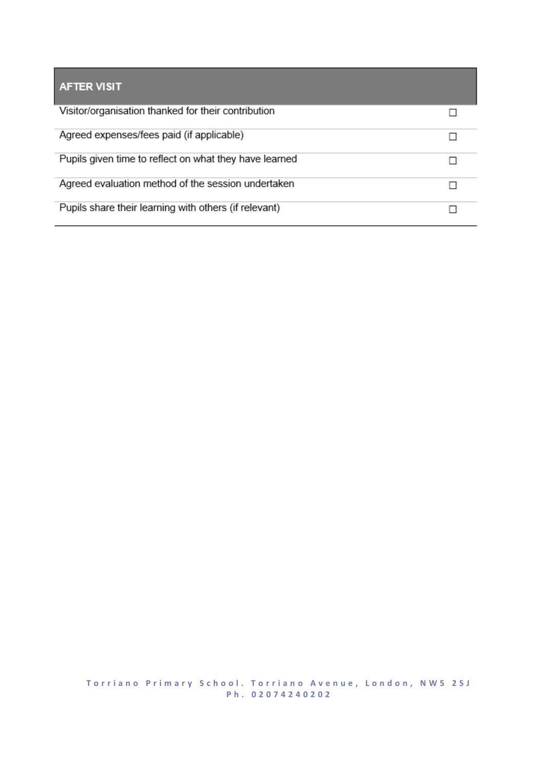| AFTER VISIT | |
|---|---|
| Visitor/organisation thanked for their contribution | ☐ |
| Agreed expenses/fees paid (if applicable) | ☐ |
| Pupils given time to reflect on what they have learned | ☐ |
| Agreed evaluation method of the session undertaken | ☐ |
| Pupils share their learning with others (if relevant) | ☐ |